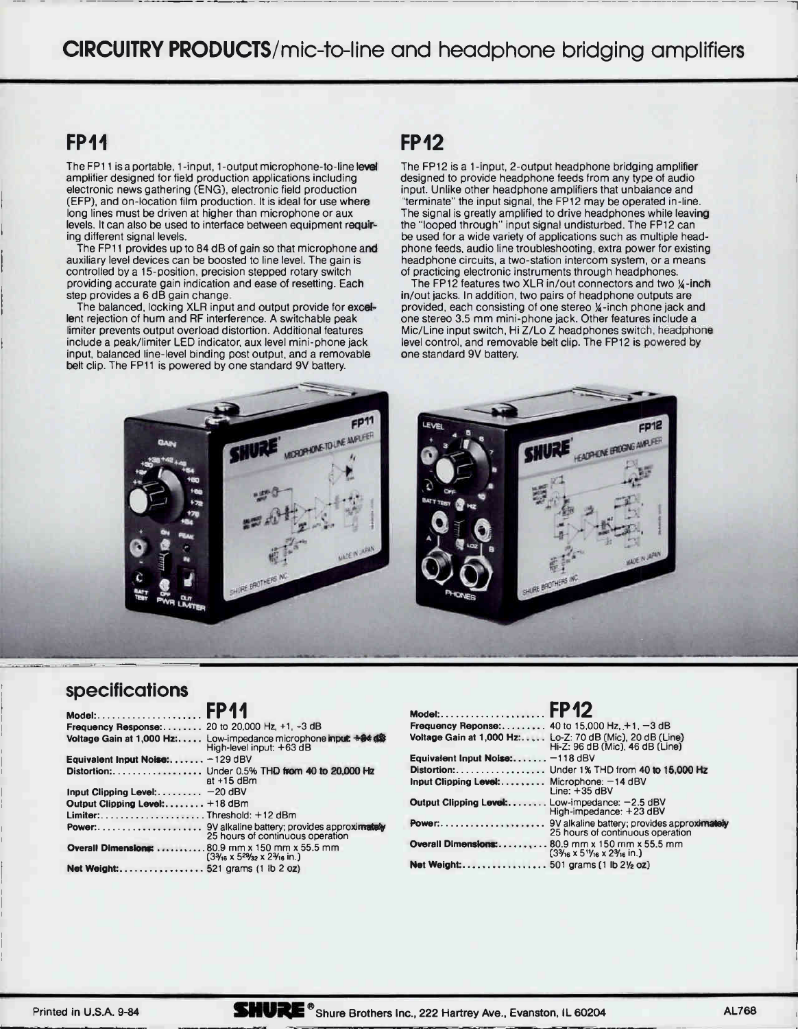# CIRCUITRY PRODUCTS/mic-to-line and headphone bridging amplifiers

## FP11

The FP11 is a portable, 1-input, 1-output microphone-to-line level amplifier designed for field production applications including electronic news gathering (ENG), electronic field production (EFP), and on-location film production. It is ideal for use where long lines must be driven at higher than microphone or aux levels. It can also be used to interface between equipment requiring different signal levels.

The FP11 provides up to 84 dB of gain so that microphone and auxiliary level devices can be boosted to line level. The gain is controlled by a 15-position, precision stepped rotary switch providing accurate gain indication and ease of resetting. Each step provides a 6 dB gain change.

The balanced, locking XLR input and output provide for excellent rejection of hum and RF interference. A switchable peak limiter prevents output overload distortion. Additional features include a peak/limiter LED indicator, aux level mini-phone jack input, balanced line-level binding post output, and a removable belt clip. The FP11 is powered by one standard 9V battery.

## FP12

The FP12 is a 1-input, 2-output headphone bridging amplifier designed to provide headphone feeds from any type of audio input. Unlike other headphone amplifiers that unbalance and "terminate" the input signal, the FP12 may be operated in-line. The signal is greatly amplified to drive headphones while leaving the "looped through" input signal undisturbed. The FP12 can be used for a wide variety of applications such as multiple headphone feeds, audio line troubleshooting, extra power for existing headphone circuits, a two-station intercom system, or a means of practicing electronic instruments through headphones.

The FP12 features two XLR in/out connectors and two ¼-inch in/out jacks. In addition, two pairs of headphone outputs are provided, each consisting of one stereo ¼-inch phone jack and one stereo 3.5 mm mini-phone jack. Other features include a Mic/Line input switch, Hi Z/Lo Z headphones switch, headphone level control, and removable belt clip. The FP12 is powered by one standard 9V battery.

## specifications

| Model: | FP11 |
|---|---|
| Frequency Response: | 20 to 20,000 Hz, +1, -3 dB |
| Voltage Gain at 1,000 Hz: | Low-impedance microphone input: +84 dB<br>High-level input: +63 dB |
| Equivalent Input Noise: | −129 dBV |
| Distortion: | Under 0.5% THD from 40 to 20,000 Hz at +15 dBm |
| Input Clipping Level: | −20 dBV |
| Output Clipping Level: | +18 dBm |
| Limiter: | Threshold: +12 dBm |
| Power: | 9V alkaline battery; provides approximately 25 hours of continuous operation |
| Overall Dimensions: | 80.9 mm x 150 mm x 55.5 mm (3³⁄₁₆ x 5²⁹⁄₃₂ x 2³⁄₁₆ in.) |
| Net Weight: | 521 grams (1 lb 2 oz) |

| Model: | FP12 |
|---|---|
| Frequency Reponse: | 40 to 15,000 Hz, +1, −3 dB |
| Voltage Gain at 1,000 Hz: | Lo-Z: 70 dB (Mic), 20 dB (Line)<br>Hi-Z: 96 dB (Mic), 46 dB (Line) |
| Equivalent Input Noise: | −118 dBV |
| Distortion: | Under 1% THD from 40 to 15,000 Hz |
| Input Clipping Level: | Microphone: −14 dBV<br>Line: +35 dBV |
| Output Clipping Level: | Low-impedance: −2.5 dBV<br>High-impedance: +23 dBV |
| Power: | 9V alkaline battery; provides approximately 25 hours of continuous operation |
| Overall Dimensions: | 80.9 mm x 150 mm x 55.5 mm (3³⁄₁₆ x 5¹¹⁄₁₆ x 2³⁄₁₆ in.) |
| Net Weight: | 501 grams (1 lb 2½ oz) |

Printed in U.S.A. 9-84

SHURE® Shure Brothers Inc., 222 Hartrey Ave., Evanston, IL 60204

AL768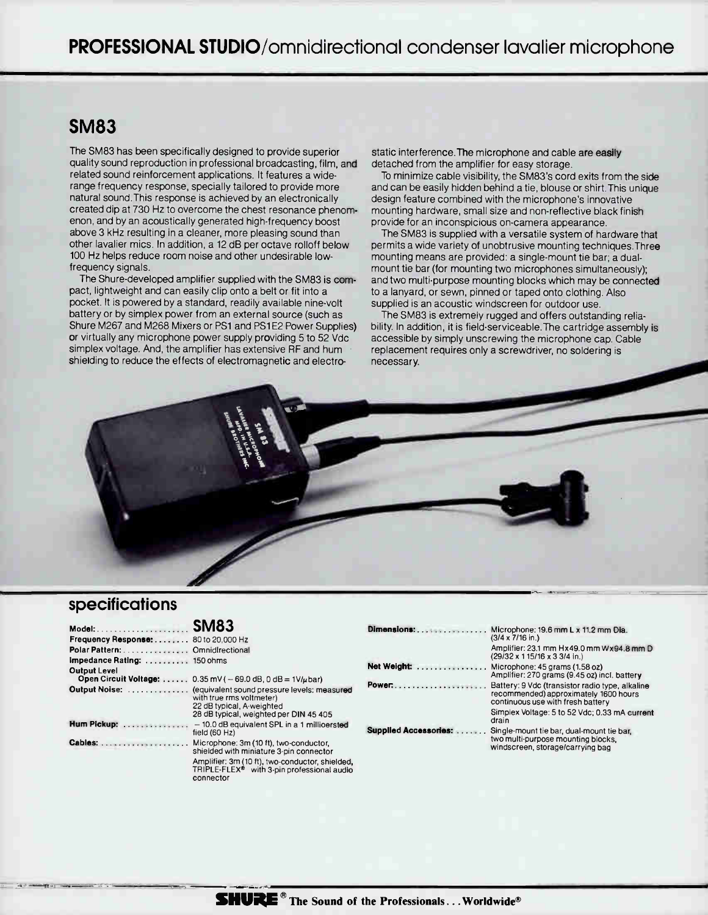## PROFESSIONAL STUDIO/omnidirectional condenser lavalier microphone

## SM83

The SM83 has been specifically designed to provide superior quality sound reproduction in professional broadcasting, film, and related sound reinforcement applications. It features a wide-range frequency response, specially tailored to provide more natural sound. This response is achieved by an electronically created dip at 730 Hz to overcome the chest resonance phenomenon, and by an acoustically generated high-frequency boost above 3 kHz resulting in a cleaner, more pleasing sound than other lavalier mics. In addition, a 12 dB per octave rolloff below 100 Hz helps reduce room noise and other undesirable low-frequency signals.

The Shure-developed amplifier supplied with the SM83 is compact, lightweight and can easily clip onto a belt or fit into a pocket. It is powered by a standard, readily available nine-volt battery or by simplex power from an external source (such as Shure M267 and M268 Mixers or PS1 and PS1E2 Power Supplies) or virtually any microphone power supply providing 5 to 52 Vdc simplex voltage. And, the amplifier has extensive RF and hum shielding to reduce the effects of electromagnetic and electrostatic interference. The microphone and cable are easily detached from the amplifier for easy storage.

To minimize cable visibility, the SM83's cord exits from the side and can be easily hidden behind a tie, blouse or shirt. This unique design feature combined with the microphone's innovative mounting hardware, small size and non-reflective black finish provide for an inconspicious on-camera appearance.

The SM83 is supplied with a versatile system of hardware that permits a wide variety of unobtrusive mounting techniques. Three mounting means are provided: a single-mount tie bar; a dual-mount tie bar (for mounting two microphones simultaneously); and two multi-purpose mounting blocks which may be connected to a lanyard, or sewn, pinned or taped onto clothing. Also supplied is an acoustic windscreen for outdoor use.

The SM83 is extremely rugged and offers outstanding reliability. In addition, it is field-serviceable. The cartridge assembly is accessible by simply unscrewing the microphone cap. Cable replacement requires only a screwdriver, no soldering is necessary.

## specifications

| | |
|---|---|
| **Model:** | **SM83** |
| **Frequency Response:** | 80 to 20,000 Hz |
| **Polar Pattern:** | Omnidirectional |
| **Impedance Rating:** | 150 ohms |
| **Output Level** Open Circuit Voltage: | 0.35 mV (−69.0 dB, 0 dB = 1V/μbar) |
| **Output Noise:** | (equivalent sound pressure levels: measured with true rms voltmeter) 22 dB typical, A-weighted 28 dB typical, weighted per DIN 45 405 |
| **Hum Pickup:** | −10.0 dB equivalent SPL in a 1 millioersted field (60 Hz) |
| **Cables:** | Microphone: 3m (10 ft), two-conductor, shielded with miniature 3-pin connector. Amplifier: 3m (10 ft), two-conductor, shielded, TRIPLE-FLEX® with 3-pin professional audio connector |
| **Dimensions:** | Microphone: 19.6 mm L x 11.2 mm Dia. (3/4 x 7/16 in.) Amplifier: 23.1 mm Hx49.0 mm Wx94.8 mm D (29/32 x 1 15/16 x 3 3/4 in.) |
| **Net Weight:** | Microphone: 45 grams (1.58 oz) Amplifier: 270 grams (9.45 oz) incl. battery |
| **Power:** | Battery: 9 Vdc (transistor radio type, alkaline recommended) approximately 1600 hours continuous use with fresh battery. Simplex Voltage: 5 to 52 Vdc; 0.33 mA current drain |
| **Supplied Accessories:** | Single-mount tie bar, dual-mount tie bar, two multi-purpose mounting blocks, windscreen, storage/carrying bag |

**SHURE**® The Sound of the Professionals... Worldwide®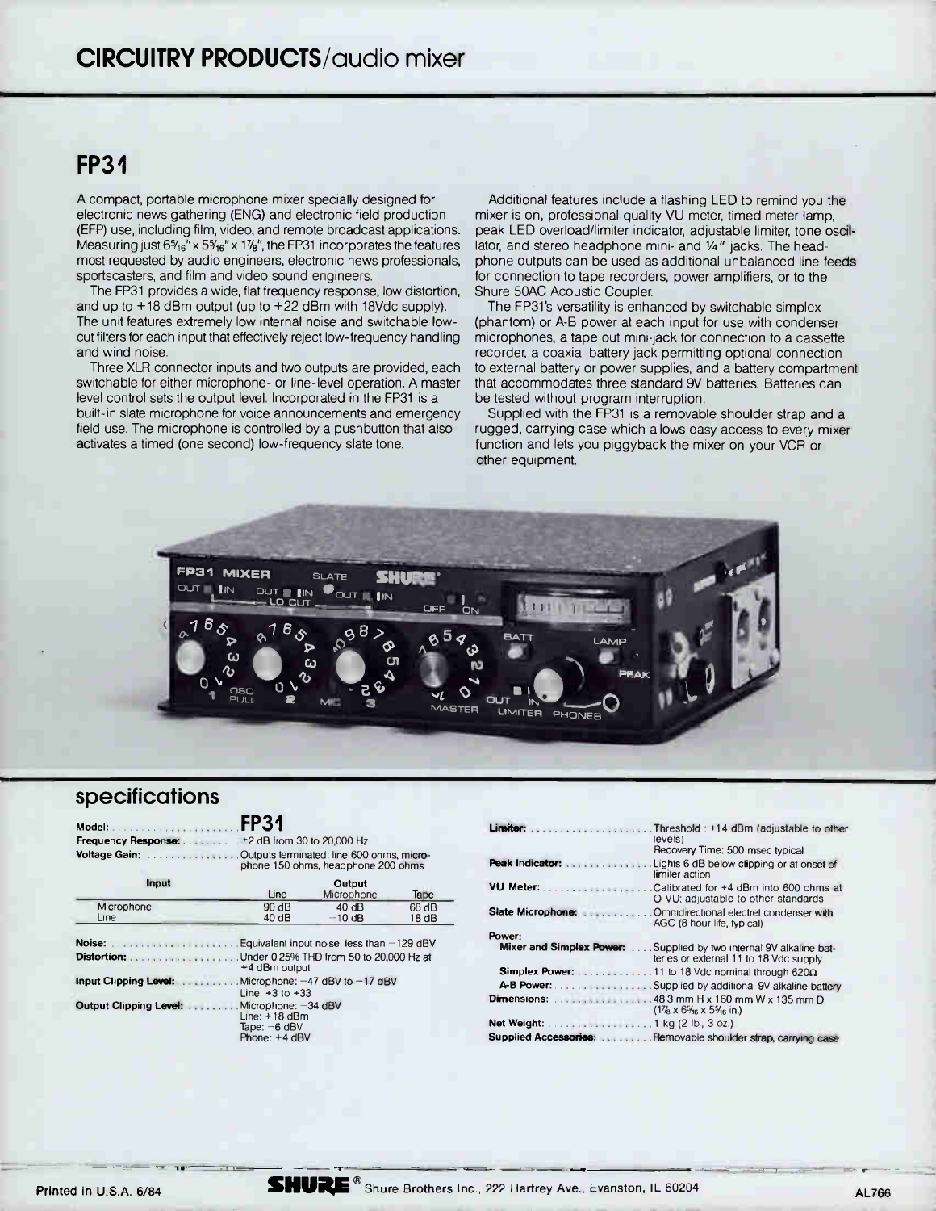# CIRCUITRY PRODUCTS/audio mixer

## FP31

A compact, portable microphone mixer specially designed for electronic news gathering (ENG) and electronic field production (EFP) use, including film, video, and remote broadcast applications. Measuring just 6⁵⁄₁₆" x 5⁵⁄₁₆" x 1⅞", the FP31 incorporates the features most requested by audio engineers, electronic news professionals, sportscasters, and film and video sound engineers.

The FP31 provides a wide, flat frequency response, low distortion, and up to +18 dBm output (up to +22 dBm with 18Vdc supply). The unit features extremely low internal noise and switchable low-cut filters for each input that effectively reject low-frequency handling and wind noise.

Three XLR connector inputs and two outputs are provided, each switchable for either microphone- or line-level operation. A master level control sets the output level. Incorporated in the FP31 is a built-in slate microphone for voice announcements and emergency field use. The microphone is controlled by a pushbutton that also activates a timed (one second) low-frequency slate tone.

Additional features include a flashing LED to remind you the mixer is on, professional quality VU meter, timed meter lamp, peak LED overload/limiter indicator, adjustable limiter, tone oscillator, and stereo headphone mini- and ¼" jacks. The headphone outputs can be used as additional unbalanced line feeds for connection to tape recorders, power amplifiers, or to the Shure 50AC Acoustic Coupler.

The FP31's versatility is enhanced by switchable simplex (phantom) or A-B power at each input for use with condenser microphones, a tape out mini-jack for connection to a cassette recorder, a coaxial battery jack permitting optional connection to external battery or power supplies, and a battery compartment that accommodates three standard 9V batteries. Batteries can be tested without program interruption.

Supplied with the FP31 is a removable shoulder strap and a rugged, carrying case which allows easy access to every mixer function and lets you piggyback the mixer on your VCR or other equipment.

## specifications

**Model:** FP31

**Frequency Response:** ±2 dB from 30 to 20,000 Hz

**Voltage Gain:** Outputs terminated: line 600 ohms, microphone 150 ohms, headphone 200 ohms

| Input | Output Line | Output Microphone | Output Tape |
|---|---|---|---|
| Microphone | 90 dB | 40 dB | 68 dB |
| Line | 40 dB | −10 dB | 18 dB |

**Noise:** Equivalent input noise: less than −129 dBV

**Distortion:** Under 0.25% THD from 50 to 20,000 Hz at +4 dBm output

**Input Clipping Level:** Microphone: −47 dBV to −17 dBV; Line: +3 to +33

**Output Clipping Level:** Microphone: −34 dBV; Line: +18 dBm; Tape: −6 dBV; Phone: +4 dBV

**Limiter:** Threshold: +14 dBm (adjustable to other levels); Recovery Time: 500 msec typical

**Peak Indicator:** Lights 6 dB below clipping or at onset of limiter action

**VU Meter:** Calibrated for +4 dBm into 600 ohms at O VU; adjustable to other standards

**Slate Microphone:** Omnidirectional electret condenser with AGC (8 hour life, typical)

**Power:**
- **Mixer and Simplex Power:** Supplied by two internal 9V alkaline batteries or external 11 to 18 Vdc supply
- **Simplex Power:** 11 to 18 Vdc nominal through 620Ω
- **A-B Power:** Supplied by additional 9V alkaline battery

**Dimensions:** 48.3 mm H x 160 mm W x 135 mm D (1⅞ x 6⁵⁄₁₆ x 5⁵⁄₁₆ in.)

**Net Weight:** 1 kg (2 lb., 3 oz.)

**Supplied Accessories:** Removable shoulder strap, carrying case

Printed in U.S.A. 6/84 SHURE® Shure Brothers Inc., 222 Hartrey Ave., Evanston, IL 60204 AL766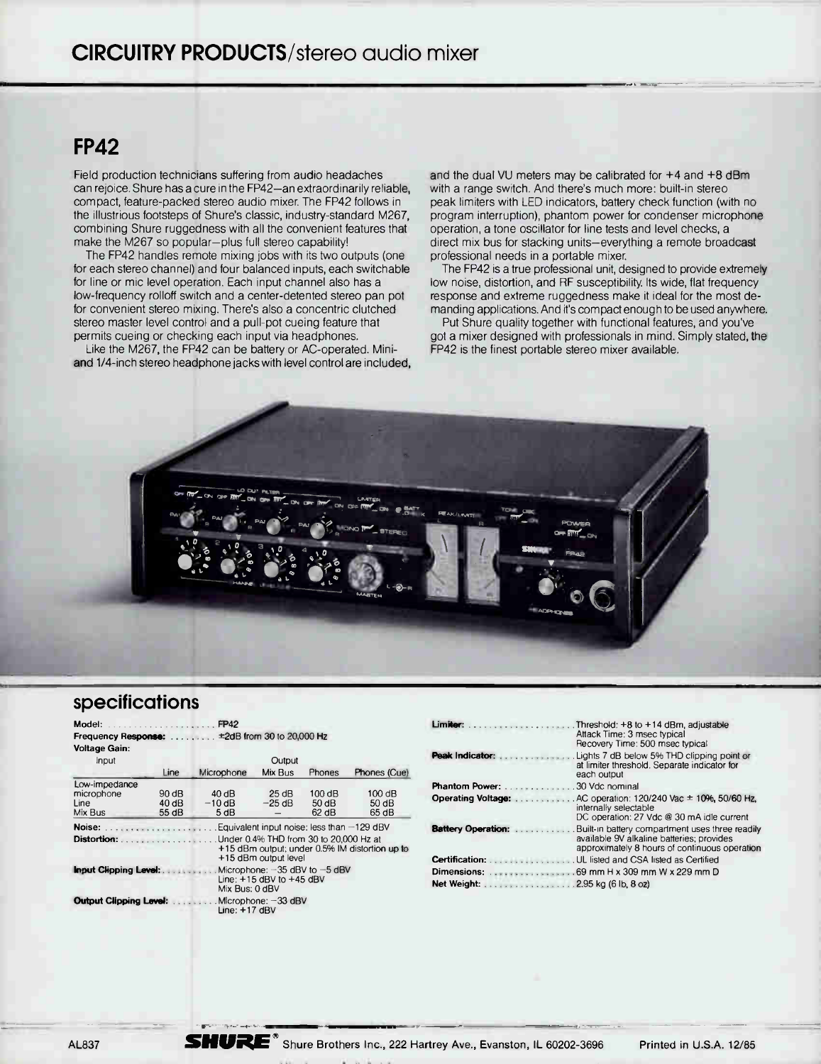## CIRCUITRY PRODUCTS/stereo audio mixer

# FP42

Field production technicians suffering from audio headaches can rejoice. Shure has a cure in the FP42—an extraordinarily reliable, compact, feature-packed stereo audio mixer. The FP42 follows in the illustrious footsteps of Shure's classic, industry-standard M267, combining Shure ruggedness with all the convenient features that make the M267 so popular—plus full stereo capability!

The FP42 handles remote mixing jobs with its two outputs (one for each stereo channel) and four balanced inputs, each switchable for line or mic level operation. Each input channel also has a low-frequency rolloff switch and a center-detented stereo pan pot for convenient stereo mixing. There's also a concentric clutched stereo master level control and a pull-pot cueing feature that permits cueing or checking each input via headphones.

Like the M267, the FP42 can be battery or AC-operated. Mini- and 1/4-inch stereo headphone jacks with level control are included, and the dual VU meters may be calibrated for +4 and +8 dBm with a range switch. And there's much more: built-in stereo peak limiters with LED indicators, battery check function (with no program interruption), phantom power for condenser microphone operation, a tone oscillator for line tests and level checks, a direct mix bus for stacking units—everything a remote broadcast professional needs in a portable mixer.

The FP42 is a true professional unit, designed to provide extremely low noise, distortion, and RF susceptibility. Its wide, flat frequency response and extreme ruggedness make it ideal for the most demanding applications. And it's compact enough to be used anywhere.

Put Shure quality together with functional features, and you've got a mixer designed with professionals in mind. Simply stated, the FP42 is the finest portable stereo mixer available.

## specifications

**Model:** FP42

**Frequency Response:** ±2dB from 30 to 20,000 Hz

**Voltage Gain:**

| Input | Output | | | | |
|---|---|---|---|---|---|
| | Line | Microphone | Mix Bus | Phones | Phones (Cue) |
| Low-impedance microphone | 90 dB | 40 dB | 25 dB | 100 dB | 100 dB |
| Line | 40 dB | −10 dB | −25 dB | 50 dB | 50 dB |
| Mix Bus | 55 dB | 5 dB | — | 62 dB | 65 dB |

**Noise:** Equivalent input noise: less than −129 dBV

**Distortion:** Under 0.4% THD from 30 to 20,000 Hz at +15 dBm output; under 0.5% IM distortion up to +15 dBm output level

**Input Clipping Level:** Microphone: −35 dBV to −5 dBV; Line: +15 dBV to +45 dBV; Mix Bus: 0 dBV

**Output Clipping Level:** Microphone: −33 dBV; Line: +17 dBV

**Limiter:** Threshold: +8 to +14 dBm, adjustable; Attack Time: 3 msec typical; Recovery Time: 500 msec typical

**Peak Indicator:** Lights 7 dB below 5% THD clipping point or at limiter threshold. Separate indicator for each output

**Phantom Power:** 30 Vdc nominal

**Operating Voltage:** AC operation: 120/240 Vac ± 10%, 50/60 Hz, internally selectable; DC operation: 27 Vdc @ 30 mA idle current

**Battery Operation:** Built-in battery compartment uses three readily available 9V alkaline batteries; provides approximately 8 hours of continuous operation

**Certification:** UL listed and CSA listed as Certified

**Dimensions:** 69 mm H x 309 mm W x 229 mm D

**Net Weight:** 2.95 kg (6 lb, 8 oz)

AL837 SHURE® Shure Brothers Inc., 222 Hartrey Ave., Evanston, IL 60202-3696 Printed in U.S.A. 12/85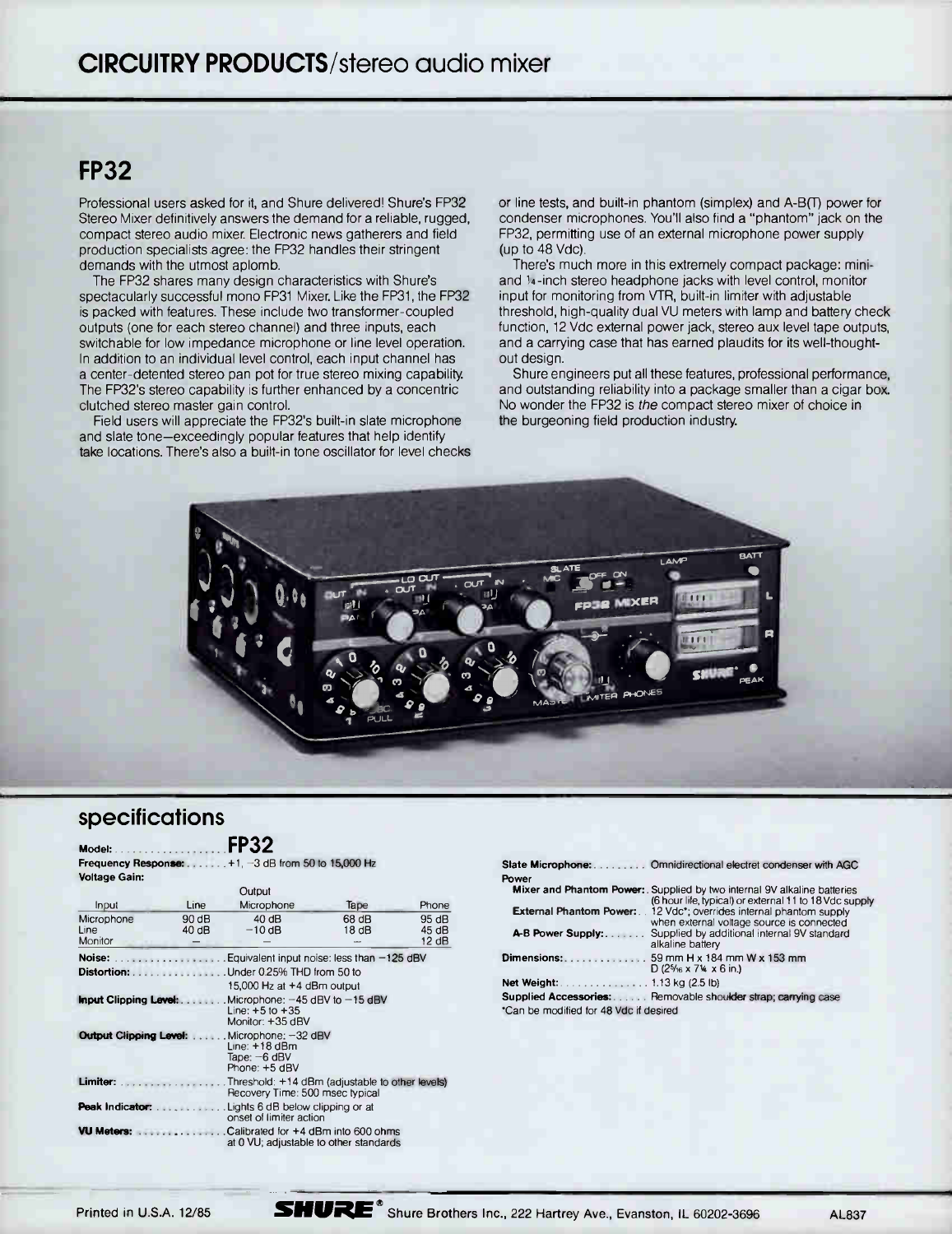# CIRCUITRY PRODUCTS/stereo audio mixer

## FP32

Professional users asked for it, and Shure delivered! Shure's FP32 Stereo Mixer definitively answers the demand for a reliable, rugged, compact stereo audio mixer. Electronic news gatherers and field production specialists agree: the FP32 handles their stringent demands with the utmost aplomb.

The FP32 shares many design characteristics with Shure's spectacularly successful mono FP31 Mixer. Like the FP31, the FP32 is packed with features. These include two transformer-coupled outputs (one for each stereo channel) and three inputs, each switchable for low impedance microphone or line level operation. In addition to an individual level control, each input channel has a center-detented stereo pan pot for true stereo mixing capability. The FP32's stereo capability is further enhanced by a concentric clutched stereo master gain control.

Field users will appreciate the FP32's built-in slate microphone and slate tone—exceedingly popular features that help identify take locations. There's also a built-in tone oscillator for level checks or line tests, and built-in phantom (simplex) and A-B(T) power for condenser microphones. You'll also find a "phantom" jack on the FP32, permitting use of an external microphone power supply (up to 48 Vdc).

There's much more in this extremely compact package: mini- and ¼-inch stereo headphone jacks with level control, monitor input for monitoring from VTR, built-in limiter with adjustable threshold, high-quality dual VU meters with lamp and battery check function, 12 Vdc external power jack, stereo aux level tape outputs, and a carrying case that has earned plaudits for its well-thought-out design.

Shure engineers put all these features, professional performance, and outstanding reliability into a package smaller than a cigar box. No wonder the FP32 is *the* compact stereo mixer of choice in the burgeoning field production industry.

## specifications

**Model:** **FP32**

**Frequency Response:** +1, −3 dB from 50 to 15,000 Hz

**Voltage Gain:**

| Input | Output: Line | Microphone | Tape | Phone |
|---|---|---|---|---|
| Microphone | 90 dB | 40 dB | 68 dB | 95 dB |
| Line | 40 dB | −10 dB | 18 dB | 45 dB |
| Monitor | — | — | — | 12 dB |

**Noise:** Equivalent input noise: less than −125 dBV

**Distortion:** Under 0.25% THD from 50 to 15,000 Hz at +4 dBm output

**Input Clipping Level:** Microphone: −45 dBV to −15 dBV
Line: +5 to +35
Monitor: +35 dBV

**Output Clipping Level:** Microphone: −32 dBV
Line: +18 dBm
Tape: −6 dBV
Phone: +5 dBV

**Limiter:** Threshold: +14 dBm (adjustable to other levels)
Recovery Time: 500 msec typical

**Peak Indicator:** Lights 6 dB below clipping or at onset of limiter action

**VU Meters:** Calibrated for +4 dBm into 600 ohms at 0 VU; adjustable to other standards

**Slate Microphone:** Omnidirectional electret condenser with AGC

**Power**

**Mixer and Phantom Power:** Supplied by two internal 9V alkaline batteries (6 hour life, typical) or external 11 to 18 Vdc supply

**External Phantom Power:** 12 Vdc*; overrides internal phantom supply when external voltage source is connected

**A-B Power Supply:** Supplied by additional internal 9V standard alkaline battery

**Dimensions:** 59 mm H x 184 mm W x 153 mm D (2⁵⁄₁₆ x 7¼ x 6 in.)

**Net Weight:** 1.13 kg (2.5 lb)

**Supplied Accessories:** Removable shoulder strap; carrying case

*Can be modified for 48 Vdc if desired

Printed in U.S.A. 12/85 SHURE® Shure Brothers Inc., 222 Hartrey Ave., Evanston, IL 60202-3696 AL837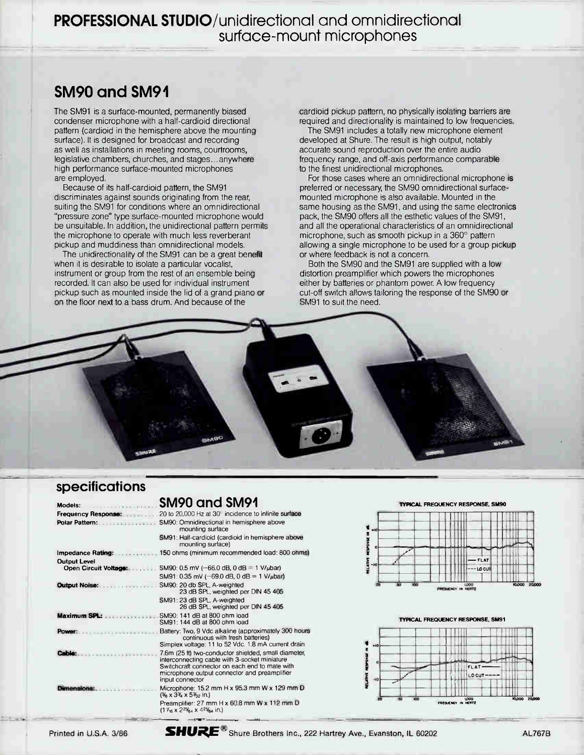# PROFESSIONAL STUDIO/unidirectional and omnidirectional surface-mount microphones

## SM90 and SM91

The SM91 is a surface-mounted, permanently biased condenser microphone with a half-cardioid directional pattern (cardioid in the hemisphere above the mounting surface). It is designed for broadcast and recording as well as installations in meeting rooms, courtrooms, legislative chambers, churches, and stages...anywhere high performance surface-mounted microphones are employed.

Because of its half-cardioid pattern, the SM91 discriminates against sounds originating from the rear, suiting the SM91 for conditions where an omnidirectional "pressure zone" type surface-mounted microphone would be unsuitable. In addition, the unidirectional pattern permits the microphone to operate with much less reverberant pickup and muddiness than omnidirectional models.

The unidirectionality of the SM91 can be a great benefit when it is desirable to isolate a particular vocalist, instrument or group from the rest of an ensemble being recorded. It can also be used for individual instrument pickup such as mounted inside the lid of a grand piano or on the floor next to a bass drum. And because of the cardioid pickup pattern, no physically isolating barriers are required and directionality is maintained to low frequencies.

The SM91 includes a totally new microphone element developed at Shure. The result is high output, notably accurate sound reproduction over the entire audio frequency range, and off-axis performance comparable to the finest unidirectional microphones.

For those cases where an omnidirectional microphone is preferred or necessary, the SM90 omnidirectional surface-mounted microphone is also available. Mounted in the same housing as the SM91, and using the same electronics pack, the SM90 offers all the esthetic values of the SM91, and all the operational characteristics of an omnidirectional microphone, such as smooth pickup in a 360° pattern allowing a single microphone to be used for a group pickup or where feedback is not a concern.

Both the SM90 and the SM91 are supplied with a low distortion preamplifier which powers the microphones either by batteries or phantom power. A low frequency cut-off switch allows tailoring the response of the SM90 or SM91 to suit the need.

## specifications

| | |
|---|---|
| **Models:** | **SM90 and SM91** |
| **Frequency Response:** | 20 to 20,000 Hz at 30° incidence to infinite surface |
| **Polar Pattern:** | SM90: Omnidirectional in hemisphere above mounting surface<br>SM91: Half-cardioid (cardioid in hemisphere above mounting surface) |
| **Impedance Rating:** | 150 ohms (minimum recommended load: 800 ohms) |
| **Output Level Open Circuit Voltage:** | SM90: 0.5 mV (−66.0 dB, 0 dB = 1 V/μbar)<br>SM91: 0.35 mV (−69.0 dB, 0 dB = 1 V/μbar) |
| **Output Noise:** | SM90: 20 db SPL, A-weighted; 23 dB SPL, weighted per DIN 45 405<br>SM91: 23 dB SPL, A-weighted; 26 dB SPL, weighted per DIN 45 405 |
| **Maximum SPL:** | SM90: 141 dB at 800 ohm load<br>SM91: 144 dB at 800 ohm load |
| **Power:** | Battery: Two, 9 Vdc alkaline (approximately 300 hours continuous with fresh batteries)<br>Simplex voltage: 11 to 52 Vdc. 1.8 mA current drain |
| **Cable:** | 7.6m (25 ft) two-conductor shielded, small diameter, interconnecting cable with 3-socket miniature Switchcraft connector on each end to mate with microphone output connector and preamplifier input connector |
| **Dimensions:** | Microphone: 15.2 mm H x 95.3 mm W x 129 mm D (⅝ x 3¾ x 5³⁄₃₂ in.)<br>Preamplifier: 27 mm H x 60.8 mm W x 112 mm D (1 ¹⁄₁₆ x 2²⁵⁄₆₄ x 4²⁵⁄₆₄ in.) |

TYPICAL FREQUENCY RESPONSE, SM90

RELATIVE RESPONSE IN dB
+10
0
−10
— FLAT
--- LO CUT
20 50 100 1,000 10,000 20,000
FREQUENCY IN HERTZ

TYPICAL FREQUENCY RESPONSE, SM91

RELATIVE RESPONSE IN dB
+10
0
−10
FLAT —
LO CUT ----
20 50 100 1,000 10,000 20,000
FREQUENCY IN HERTZ

Printed in U.S.A. 3/86 **SHURE**® Shure Brothers Inc., 222 Hartrey Ave., Evanston, IL 60202 AL767B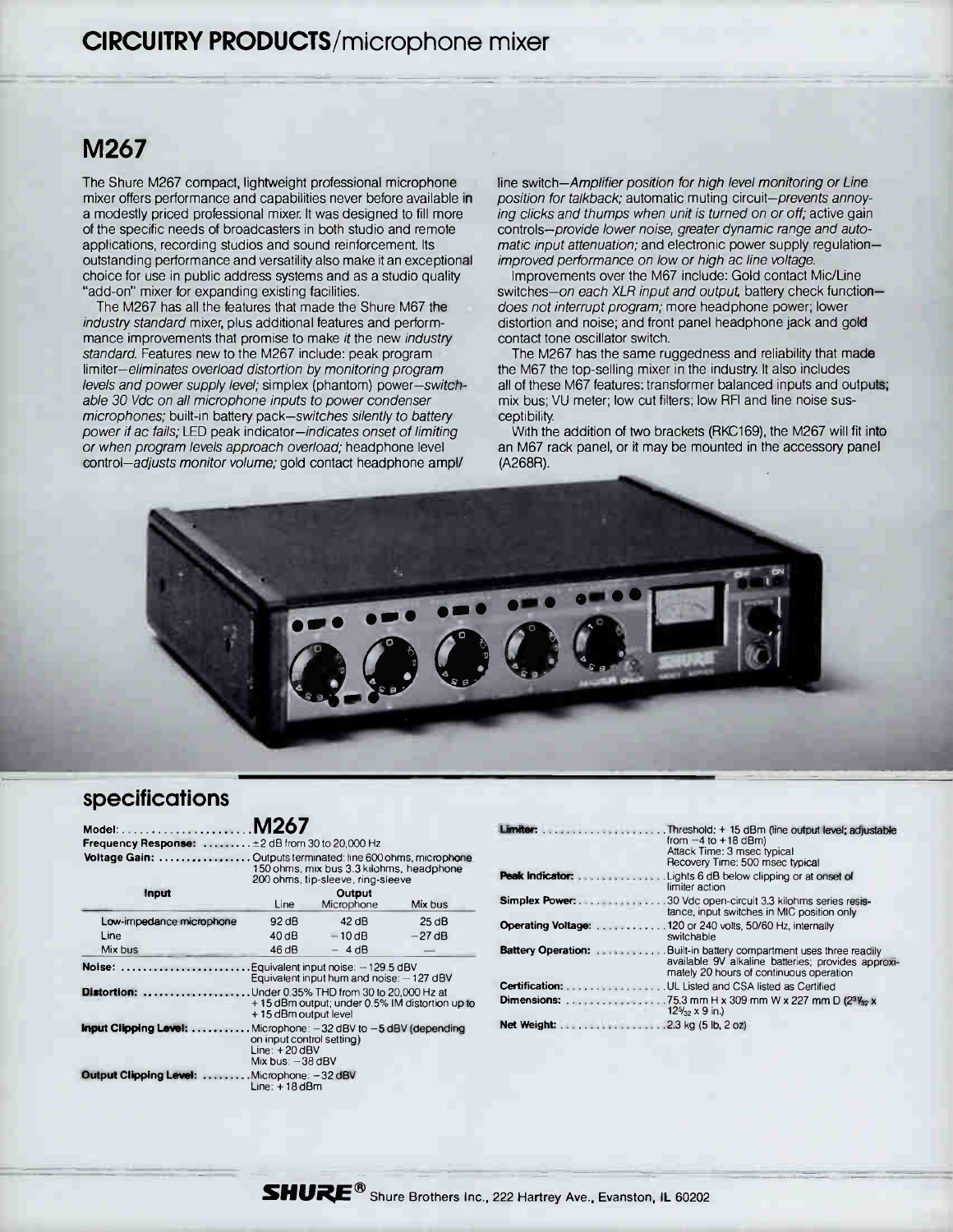# CIRCUITRY PRODUCTS/microphone mixer

## M267

The Shure M267 compact, lightweight professional microphone mixer offers performance and capabilities never before available in a modestly priced professional mixer. It was designed to fill more of the specific needs of broadcasters in both studio and remote applications, recording studios and sound reinforcement. Its outstanding performance and versatility also make it an exceptional choice for use in public address systems and as a studio quality "add-on" mixer for expanding existing facilities.

The M267 has all the features that made the Shure M67 the *industry standard* mixer, plus additional features and performance improvements that promise to make *it* the new *industry standard.* Features new to the M267 include: peak program limiter—*eliminates overload distortion by monitoring program levels and power supply level;* simplex (phantom) power—*switchable 30 Vdc on all microphone inputs to power condenser microphones;* built-in battery pack—*switches silently to battery power if ac fails;* LED peak indicator—*indicates onset of limiting or when program levels approach overload;* headphone level control—*adjusts monitor volume;* gold contact headphone ampl/line switch—*Amplifier position for high level monitoring or Line position for talkback;* automatic muting circuit—*prevents annoying clicks and thumps when unit is turned on or off;* active gain controls—*provide lower noise, greater dynamic range and automatic input attenuation;* and electronic power supply regulation—*improved performance on low or high ac line voltage.*

Improvements over the M67 include: Gold contact Mic/Line switches—*on each XLR input and output,* battery check function—*does not interrupt program;* more headphone power; lower distortion and noise; and front panel headphone jack and gold contact tone oscillator switch.

The M267 has the same ruggedness and reliability that made the M67 the top-selling mixer in the industry. It also includes all of these M67 features: transformer balanced inputs and outputs; mix bus; VU meter; low cut filters; low RFI and line noise susceptibility.

With the addition of two brackets (RKC169), the M267 will fit into an M67 rack panel, or it may be mounted in the accessory panel (A268R).

## specifications

**Model:** M267

**Frequency Response:** ±2 dB from 30 to 20,000 Hz

**Voltage Gain:** Outputs terminated: line 600 ohms, microphone 150 ohms, mix bus 3.3 kilohms, headphone 200 ohms, tip-sleeve, ring-sleeve

| Input | Output | | |
|---|---|---|---|
| | Line | Microphone | Mix bus |
| Low-impedance microphone | 92 dB | 42 dB | 25 dB |
| Line | 40 dB | −10 dB | −27 dB |
| Mix bus | 46 dB | − 4 dB | — |

**Noise:** Equivalent input noise: −129.5 dBV
Equivalent input hum and noise: −127 dBV

**Distortion:** Under 0.35% THD from 30 to 20,000 Hz at +15 dBm output; under 0.5% IM distortion up to +15 dBm output level

**Input Clipping Level:** Microphone: −32 dBV to −5 dBV (depending on input control setting)
Line: +20 dBV
Mix bus: −38 dBV

**Output Clipping Level:** Microphone: −32 dBV
Line: +18 dBm

**Limiter:** Threshold: + 15 dBm (line output level; adjustable from −4 to +18 dBm)
Attack Time: 3 msec typical
Recovery Time: 500 msec typical

**Peak Indicator:** Lights 6 dB below clipping or at onset of limiter action

**Simplex Power:** 30 Vdc open-circuit 3.3 kilohms series resistance, input switches in MIC position only

**Operating Voltage:** 120 or 240 volts, 50/60 Hz, internally switchable

**Battery Operation:** Built-in battery compartment uses three readily available 9V alkaline batteries; provides approximately 20 hours of continuous operation

**Certification:** UL Listed and CSA listed as Certified

**Dimensions:** 75.3 mm H x 309 mm W x 227 mm D (2 31/32 x 12 5/32 x 9 in.)

**Net Weight:** 2.3 kg (5 lb, 2 oz)

**SHURE®** Shure Brothers Inc., 222 Hartrey Ave., Evanston, IL 60202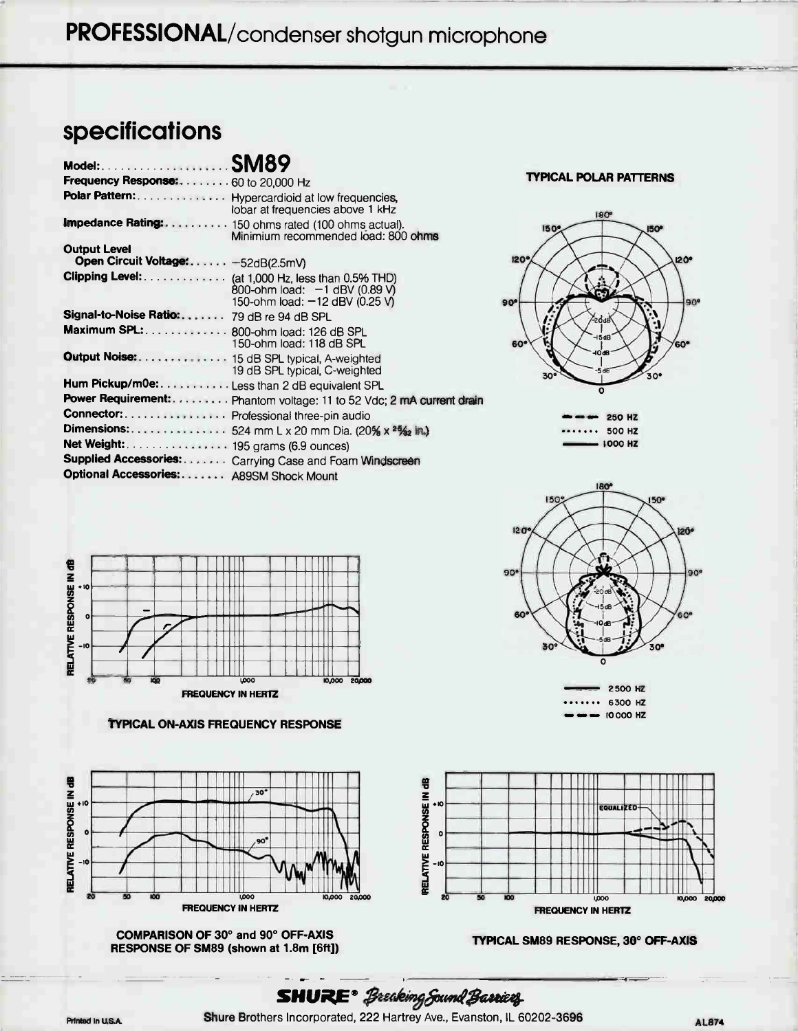# PROFESSIONAL/condenser shotgun microphone

## specifications

| | |
|---|---|
| **Model:** | **SM89** |
| **Frequency Response:** | 60 to 20,000 Hz |
| **Polar Pattern:** | Hypercardioid at low frequencies, lobar at frequencies above 1 kHz |
| **Impedance Rating:** | 150 ohms rated (100 ohms actual). Minimum recommended load: 800 ohms |
| **Output Level Open Circuit Voltage:** | −52dB(2.5mV) |
| **Clipping Level:** | (at 1,000 Hz, less than 0.5% THD) 800-ohm load: −1 dBV (0.89 V) 150-ohm load: −12 dBV (0.25 V) |
| **Signal-to-Noise Ratio:** | 79 dB re 94 dB SPL |
| **Maximum SPL:** | 800-ohm load: 126 dB SPL 150-ohm load: 118 dB SPL |
| **Output Noise:** | 15 dB SPL typical, A-weighted 19 dB SPL typical, C-weighted |
| **Hum Pickup/mOe:** | Less than 2 dB equivalent SPL |
| **Power Requirement:** | Phantom voltage: 11 to 52 Vdc; 2 mA current drain |
| **Connector:** | Professional three-pin audio |
| **Dimensions:** | 524 mm L x 20 mm Dia. (20⅝ x 25/32 in.) |
| **Net Weight:** | 195 grams (6.9 ounces) |
| **Supplied Accessories:** | Carrying Case and Foam Windscreen |
| **Optional Accessories:** | A89SM Shock Mount |

TYPICAL POLAR PATTERNS

180° 150° 120° 90° 60° 30° 0
-20dB -15dB -10dB -5dB

250 HZ
500 HZ
1000 HZ

180° 150° 120° 90° 60° 30° 0
-20dB -15dB -10dB -5dB

2500 HZ
6300 HZ
10 000 HZ

RELATIVE RESPONSE IN dB
+10 0 −10
20 50 100 1,000 10,000 20,000
FREQUENCY IN HERTZ

TYPICAL ON-AXIS FREQUENCY RESPONSE

RELATIVE RESPONSE IN dB
+10 0 −10
30° 90°
20 50 100 1,000 10,000 20,000
FREQUENCY IN HERTZ

COMPARISON OF 30° and 90° OFF-AXIS RESPONSE OF SM89 (shown at 1.8m [6ft])

RELATIVE RESPONSE IN dB
+10 0 −10
EQUALIZED
20 50 100 1,000 10,000 20,000
FREQUENCY IN HERTZ

TYPICAL SM89 RESPONSE, 30° OFF-AXIS

SHURE® Breaking Sound Barriers

Printed in U.S.A. Shure Brothers Incorporated, 222 Hartrey Ave., Evanston, IL 60202-3696 AL874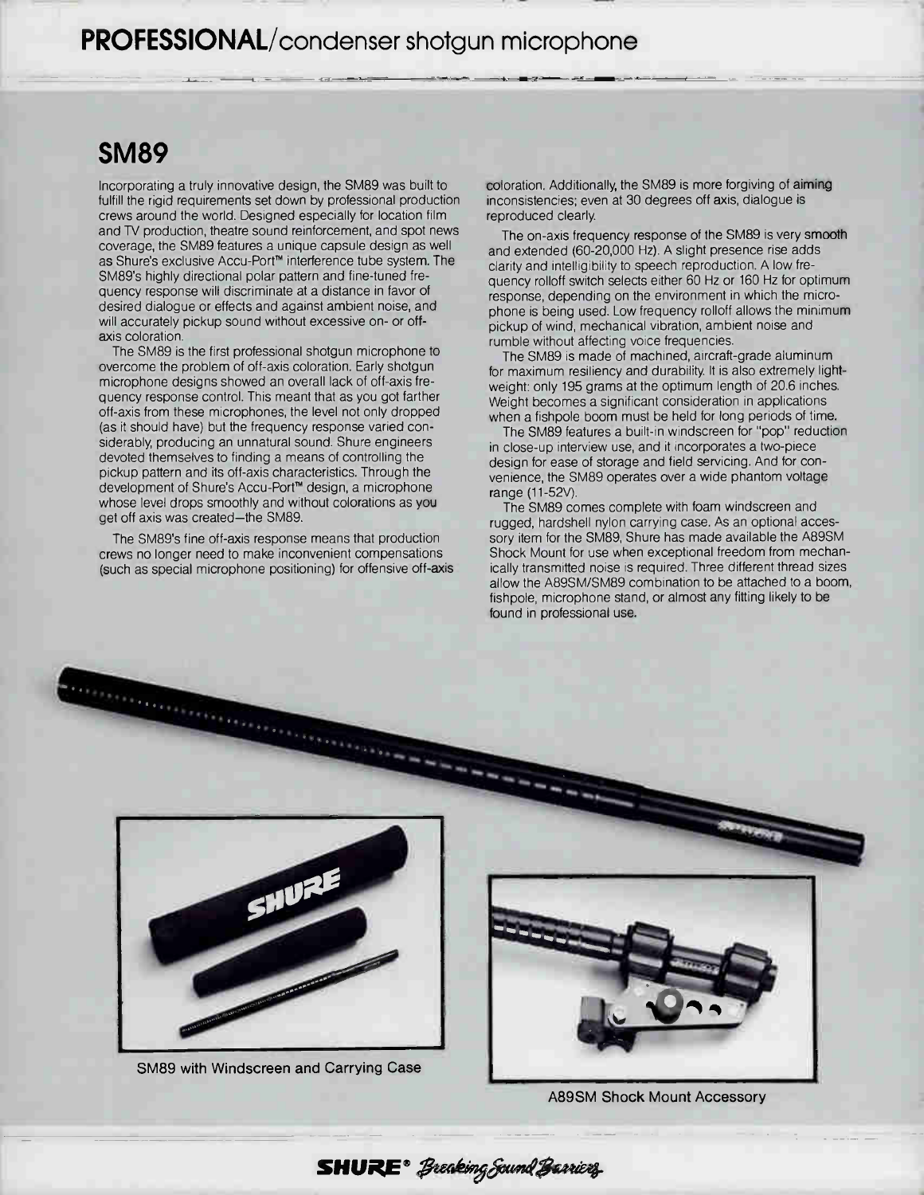# PROFESSIONAL/condenser shotgun microphone

## SM89

Incorporating a truly innovative design, the SM89 was built to fulfill the rigid requirements set down by professional production crews around the world. Designed especially for location film and TV production, theatre sound reinforcement, and spot news coverage, the SM89 features a unique capsule design as well as Shure's exclusive Accu-Port™ interference tube system. The SM89's highly directional polar pattern and fine-tuned frequency response will discriminate at a distance in favor of desired dialogue or effects and against ambient noise, and will accurately pickup sound without excessive on- or off-axis coloration.

The SM89 is the first professional shotgun microphone to overcome the problem of off-axis coloration. Early shotgun microphone designs showed an overall lack of off-axis frequency response control. This meant that as you got farther off-axis from these microphones, the level not only dropped (as it should have) but the frequency response varied considerably, producing an unnatural sound. Shure engineers devoted themselves to finding a means of controlling the pickup pattern and its off-axis characteristics. Through the development of Shure's Accu-Port™ design, a microphone whose level drops smoothly and without colorations as you get off axis was created—the SM89.

The SM89's fine off-axis response means that production crews no longer need to make inconvenient compensations (such as special microphone positioning) for offensive off-axis coloration. Additionally, the SM89 is more forgiving of aiming inconsistencies; even at 30 degrees off axis, dialogue is reproduced clearly.

The on-axis frequency response of the SM89 is very smooth and extended (60-20,000 Hz). A slight presence rise adds clarity and intelligibility to speech reproduction. A low frequency rolloff switch selects either 60 Hz or 160 Hz for optimum response, depending on the environment in which the microphone is being used. Low frequency rolloff allows the minimum pickup of wind, mechanical vibration, ambient noise and rumble without affecting voice frequencies.

The SM89 is made of machined, aircraft-grade aluminum for maximum resiliency and durability. It is also extremely lightweight: only 195 grams at the optimum length of 20.6 inches. Weight becomes a significant consideration in applications when a fishpole boom must be held for long periods of time.

The SM89 features a built-in windscreen for "pop" reduction in close-up interview use, and it incorporates a two-piece design for ease of storage and field servicing. And for convenience, the SM89 operates over a wide phantom voltage range (11-52V).

The SM89 comes complete with foam windscreen and rugged, hardshell nylon carrying case. As an optional accessory item for the SM89, Shure has made available the A89SM Shock Mount for use when exceptional freedom from mechanically transmitted noise is required. Three different thread sizes allow the A89SM/SM89 combination to be attached to a boom, fishpole, microphone stand, or almost any fitting likely to be found in professional use.

SM89 with Windscreen and Carrying Case

A89SM Shock Mount Accessory

SHURE® Breaking Sound Barriers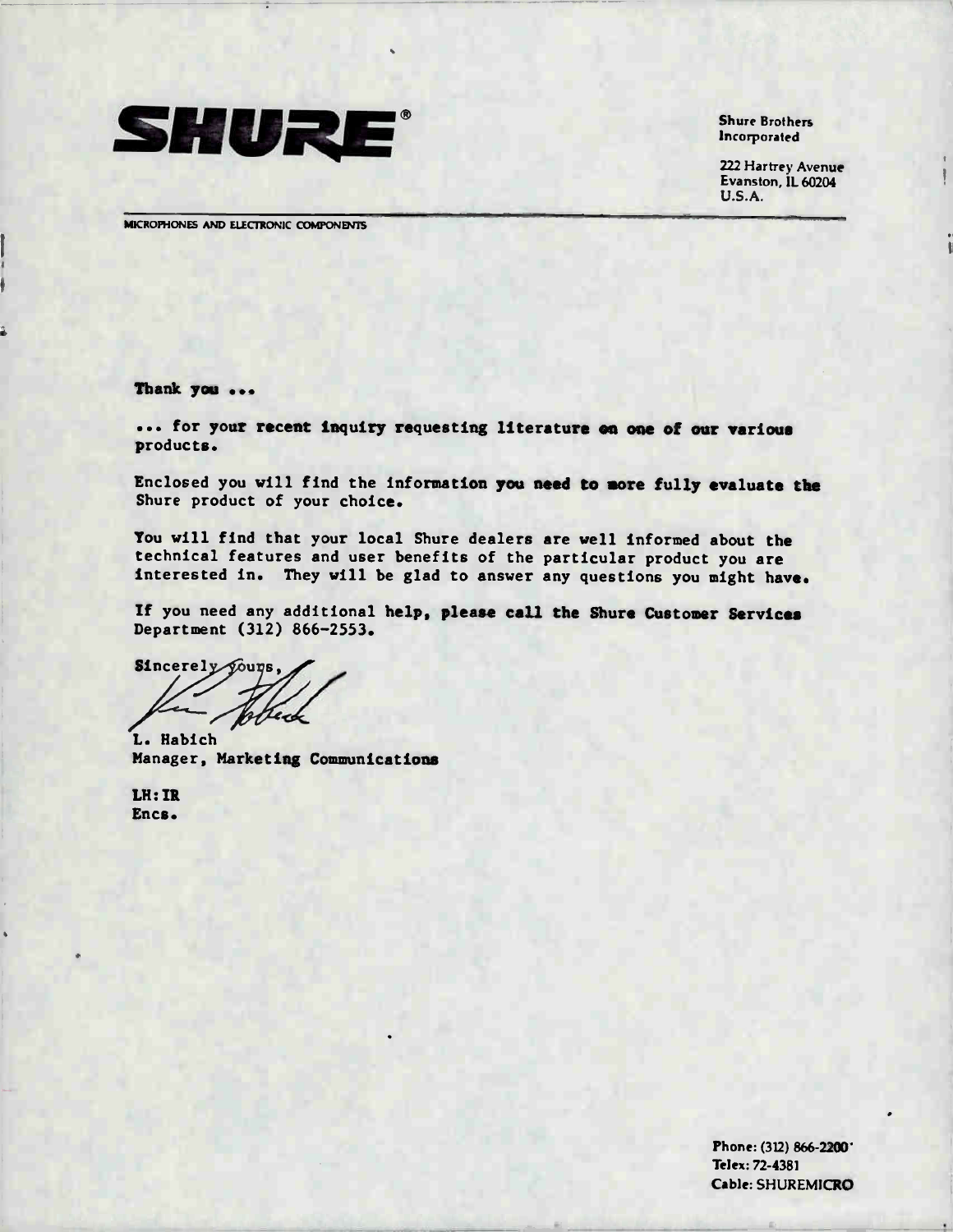**SHURE**®

Shure Brothers Incorporated

222 Hartrey Avenue
Evanston, IL 60204
U.S.A.

MICROPHONES AND ELECTRONIC COMPONENTS

**Thank you ...**

... for your recent inquiry requesting literature on one of our various products.

Enclosed you will find the information you need to more fully evaluate the Shure product of your choice.

You will find that your local Shure dealers are well informed about the technical features and user benefits of the particular product you are interested in. They will be glad to answer any questions you might have.

If you need any additional help, please call the Shure Customer Services Department (312) 866-2553.

Sincerely yours,

L. Habich
Manager, Marketing Communications

LH:IR
Encs.

Phone: (312) 866-2200
Telex: 72-4381
Cable: SHUREMICRO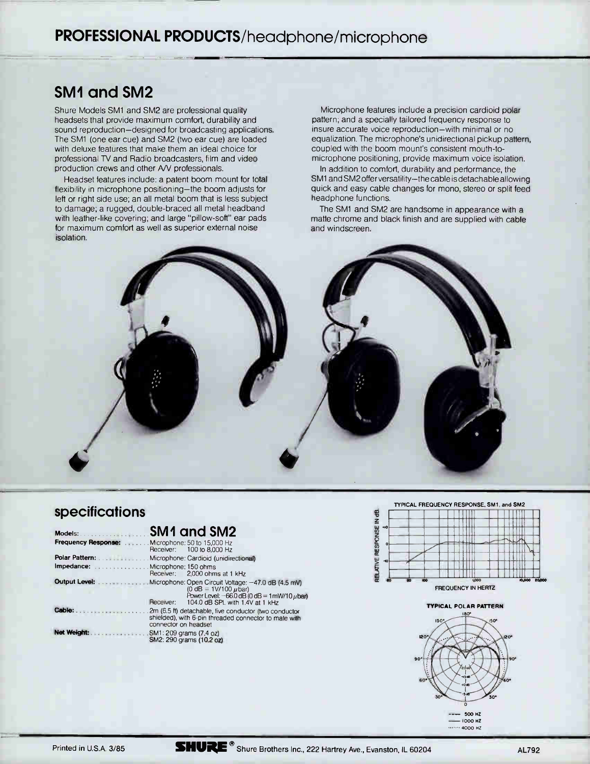# PROFESSIONAL PRODUCTS/headphone/microphone

## SM1 and SM2

Shure Models SM1 and SM2 are professional quality headsets that provide maximum comfort, durability and sound reproduction—designed for broadcasting applications. The SM1 (one ear cue) and SM2 (two ear cue) are loaded with deluxe features that make them an ideal choice for professional TV and Radio broadcasters, film and video production crews and other A/V professionals.

Headset features include: a patent boom mount for total flexibility in microphone positioning—the boom adjusts for left or right side use; an all metal boom that is less subject to damage; a rugged, double-braced all metal headband with leather-like covering; and large "pillow-soft" ear pads for maximum comfort as well as superior external noise isolation.

Microphone features include a precision cardioid polar pattern; and a specially tailored frequency response to insure accurate voice reproduction—with minimal or no equalization. The microphone's unidirectional pickup pattern, coupled with the boom mount's consistent mouth-to-microphone positioning, provide maximum voice isolation.

In addition to comfort, durability and performance, the SM1 and SM2 offer versatility—the cable is detachable allowing quick and easy cable changes for mono, stereo or split feed headphone functions.

The SM1 and SM2 are handsome in appearance with a matte chrome and black finish and are supplied with cable and windscreen.

## specifications

| | |
|---|---|
| **Models:** | **SM1 and SM2** |
| **Frequency Response:** | Microphone: 50 to 15,000 Hz<br>Receiver: 100 to 8,000 Hz |
| **Polar Pattern:** | Microphone: Cardioid (unidirectional) |
| **Impedance:** | Microphone: 150 ohms<br>Receiver: 2,000 ohms at 1 kHz |
| **Output Level:** | Microphone: Open Circuit Voltage: −47.0 dB (4.5 mV) (0 dB = 1V/100 μbar)<br>Power Level: −66.0 dB (0 dB = 1mW/10 μbar)<br>Receiver: 104.0 dB SPL with 1.4V at 1 kHz |
| **Cable:** | 2m (6.5 ft) detachable, five conductor (two conductor shielded), with 6-pin threaded connector to mate with connector on headset |
| **Net Weight:** | SM1: 209 grams (7.4 oz)<br>SM2: 290 grams (10.2 oz) |

TYPICAL FREQUENCY RESPONSE, SM1, and SM2

RELATIVE RESPONSE IN dB

+10
0
-10

20 50 100 1,000 10,000 20,000

FREQUENCY IN HERTZ

TYPICAL POLAR PATTERN

180° 150° 150° 120° 120° 90° 90° 60° 60° 30° 30° 0

-20dB -15dB -10dB -5dB

500 HZ
1000 HZ
4000 HZ

Printed in U.S.A. 3/85 SHURE® Shure Brothers Inc., 222 Hartrey Ave., Evanston, IL 60204 AL792